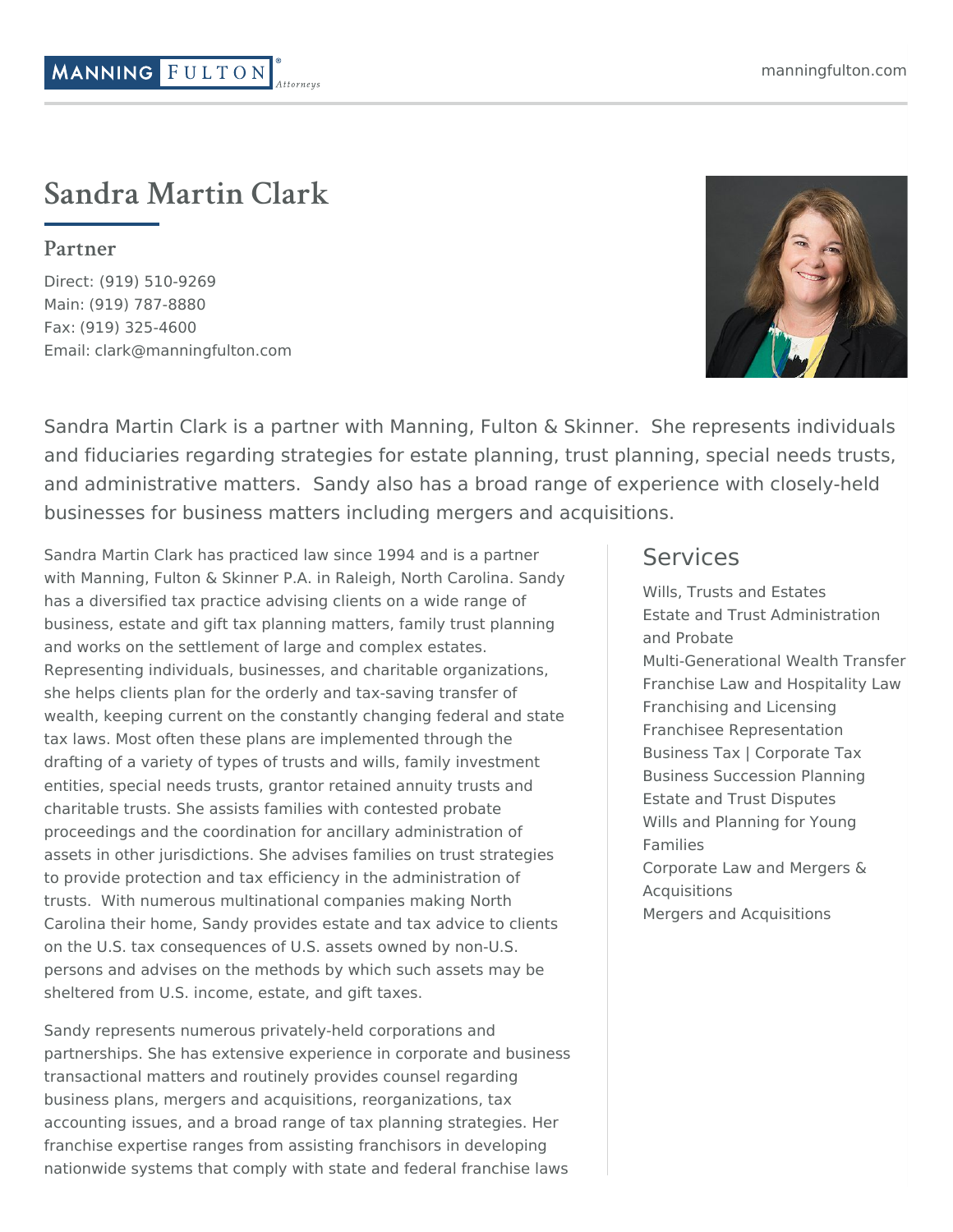# Sandra Martin Clark

## Partner

Direct: (919) 510-9269
Main: (919) 787-8880
Fax: (919) 325-4600
Email: clark@manningfulton.com

Sandra Martin Clark is a partner with Manning, Fulton & Skinner. She represents individuals and fiduciaries regarding strategies for estate planning, trust planning, special needs trusts, and administrative matters. Sandy also has a broad range of experience with closely-held businesses for business matters including mergers and acquisitions.

Sandra Martin Clark has practiced law since 1994 and is a partner with Manning, Fulton & Skinner P.A. in Raleigh, North Carolina. Sandy has a diversified tax practice advising clients on a wide range of business, estate and gift tax planning matters, family trust planning and works on the settlement of large and complex estates. Representing individuals, businesses, and charitable organizations, she helps clients plan for the orderly and tax-saving transfer of wealth, keeping current on the constantly changing federal and state tax laws. Most often these plans are implemented through the drafting of a variety of types of trusts and wills, family investment entities, special needs trusts, grantor retained annuity trusts and charitable trusts. She assists families with contested probate proceedings and the coordination for ancillary administration of assets in other jurisdictions. She advises families on trust strategies to provide protection and tax efficiency in the administration of trusts. With numerous multinational companies making North Carolina their home, Sandy provides estate and tax advice to clients on the U.S. tax consequences of U.S. assets owned by non-U.S. persons and advises on the methods by which such assets may be sheltered from U.S. income, estate, and gift taxes.

Sandy represents numerous privately-held corporations and partnerships. She has extensive experience in corporate and business transactional matters and routinely provides counsel regarding business plans, mergers and acquisitions, reorganizations, tax accounting issues, and a broad range of tax planning strategies. Her franchise expertise ranges from assisting franchisors in developing nationwide systems that comply with state and federal franchise laws

## Services

- Wills, Trusts and Estates
- Estate and Trust Administration and Probate
- Multi-Generational Wealth Transfer
- Franchise Law and Hospitality Law
- Franchising and Licensing
- Franchisee Representation
- Business Tax | Corporate Tax
- Business Succession Planning
- Estate and Trust Disputes
- Wills and Planning for Young Families
- Corporate Law and Mergers & Acquisitions
- Mergers and Acquisitions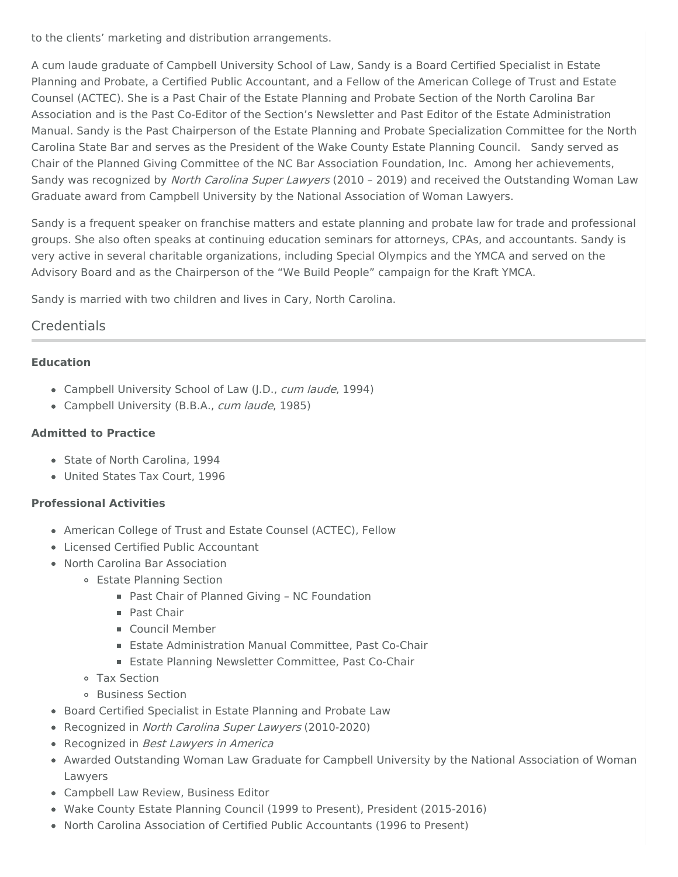to the clients' marketing and distribution arrangements.

A cum laude graduate of Campbell University School of Law, Sandy is a Board Certified Specialist in Estate Planning and Probate, a Certified Public Accountant, and a Fellow of the American College of Trust and Estate Counsel (ACTEC). She is a Past Chair of the Estate Planning and Probate Section of the North Carolina Bar Association and is the Past Co-Editor of the Section's Newsletter and Past Editor of the Estate Administration Manual. Sandy is the Past Chairperson of the Estate Planning and Probate Specialization Committee for the North Carolina State Bar and serves as the President of the Wake County Estate Planning Council. Sandy served as Chair of the Planned Giving Committee of the NC Bar Association Foundation, Inc. Among her achievements, Sandy was recognized by *North Carolina Super Lawyers* (2010 – 2019) and received the Outstanding Woman Law Graduate award from Campbell University by the National Association of Woman Lawyers.

Sandy is a frequent speaker on franchise matters and estate planning and probate law for trade and professional groups. She also often speaks at continuing education seminars for attorneys, CPAs, and accountants. Sandy is very active in several charitable organizations, including Special Olympics and the YMCA and served on the Advisory Board and as the Chairperson of the "We Build People" campaign for the Kraft YMCA.

Sandy is married with two children and lives in Cary, North Carolina.

## Credentials

**Education**

- Campbell University School of Law (J.D., *cum laude*, 1994)
- Campbell University (B.B.A., *cum laude*, 1985)

**Admitted to Practice**

- State of North Carolina, 1994
- United States Tax Court, 1996

**Professional Activities**

- American College of Trust and Estate Counsel (ACTEC), Fellow
- Licensed Certified Public Accountant
- North Carolina Bar Association
  - Estate Planning Section
    - Past Chair of Planned Giving – NC Foundation
    - Past Chair
    - Council Member
    - Estate Administration Manual Committee, Past Co-Chair
    - Estate Planning Newsletter Committee, Past Co-Chair
  - Tax Section
  - Business Section
- Board Certified Specialist in Estate Planning and Probate Law
- Recognized in *North Carolina Super Lawyers* (2010-2020)
- Recognized in *Best Lawyers in America*
- Awarded Outstanding Woman Law Graduate for Campbell University by the National Association of Woman Lawyers
- Campbell Law Review, Business Editor
- Wake County Estate Planning Council (1999 to Present), President (2015-2016)
- North Carolina Association of Certified Public Accountants (1996 to Present)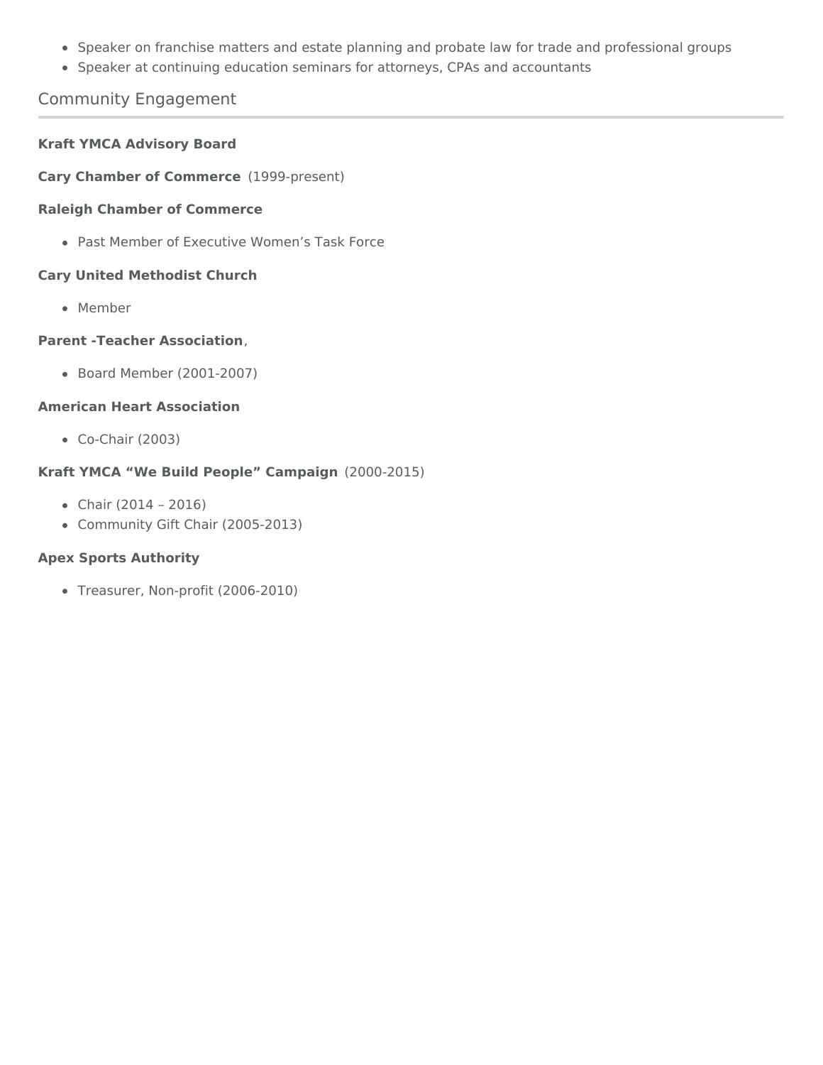- Speaker on franchise matters and estate planning and probate law for trade and professional groups
- Speaker at continuing education seminars for attorneys, CPAs and accountants

## Community Engagement

**Kraft YMCA Advisory Board**

**Cary Chamber of Commerce** (1999-present)

**Raleigh Chamber of Commerce**

- Past Member of Executive Women's Task Force

**Cary United Methodist Church**

- Member

**Parent -Teacher Association**,

- Board Member (2001-2007)

**American Heart Association**

- Co-Chair (2003)

**Kraft YMCA "We Build People" Campaign** (2000-2015)

- Chair (2014 – 2016)
- Community Gift Chair (2005-2013)

**Apex Sports Authority**

- Treasurer, Non-profit (2006-2010)